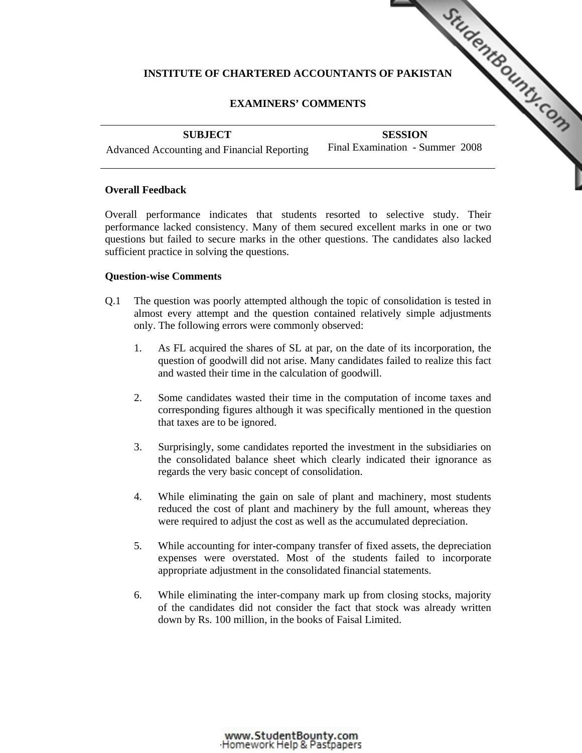**INSTITUTE OF CHARTERED ACCOUNTANTS OF PAKISTAN**

**EXAMINERS' COMMENTS**

| **SUBJECT** | **SESSION** |
|---|---|
| Advanced Accounting and Financial Reporting | Final Examination - Summer 2008 |

**Overall Feedback**

Overall performance indicates that students resorted to selective study. Their performance lacked consistency. Many of them secured excellent marks in one or two questions but failed to secure marks in the other questions. The candidates also lacked sufficient practice in solving the questions.

**Question-wise Comments**

Q.1 The question was poorly attempted although the topic of consolidation is tested in almost every attempt and the question contained relatively simple adjustments only. The following errors were commonly observed:

1. As FL acquired the shares of SL at par, on the date of its incorporation, the question of goodwill did not arise. Many candidates failed to realize this fact and wasted their time in the calculation of goodwill.

2. Some candidates wasted their time in the computation of income taxes and corresponding figures although it was specifically mentioned in the question that taxes are to be ignored.

3. Surprisingly, some candidates reported the investment in the subsidiaries on the consolidated balance sheet which clearly indicated their ignorance as regards the very basic concept of consolidation.

4. While eliminating the gain on sale of plant and machinery, most students reduced the cost of plant and machinery by the full amount, whereas they were required to adjust the cost as well as the accumulated depreciation.

5. While accounting for inter-company transfer of fixed assets, the depreciation expenses were overstated. Most of the students failed to incorporate appropriate adjustment in the consolidated financial statements.

6. While eliminating the inter-company mark up from closing stocks, majority of the candidates did not consider the fact that stock was already written down by Rs. 100 million, in the books of Faisal Limited.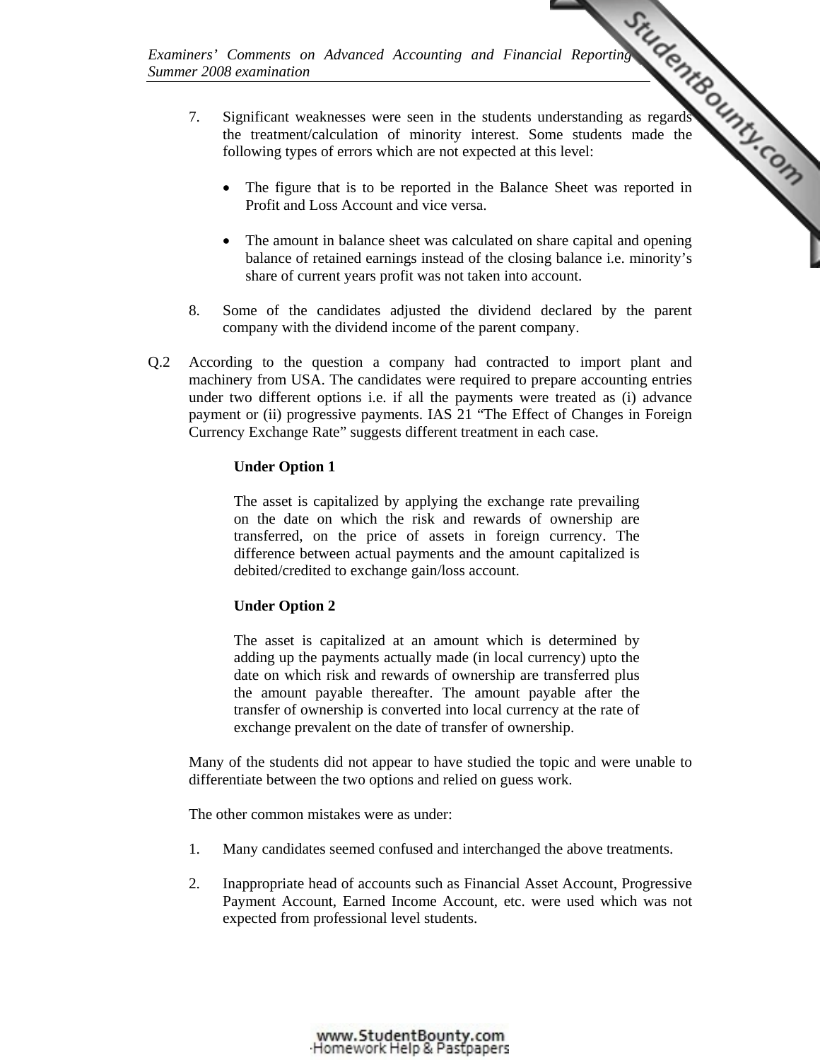7. Significant weaknesses were seen in the students understanding as regards the treatment/calculation of minority interest. Some students made the following types of errors which are not expected at this level:

   - The figure that is to be reported in the Balance Sheet was reported in Profit and Loss Account and vice versa.

   - The amount in balance sheet was calculated on share capital and opening balance of retained earnings instead of the closing balance i.e. minority's share of current years profit was not taken into account.

8. Some of the candidates adjusted the dividend declared by the parent company with the dividend income of the parent company.

Q.2 According to the question a company had contracted to import plant and machinery from USA. The candidates were required to prepare accounting entries under two different options i.e. if all the payments were treated as (i) advance payment or (ii) progressive payments. IAS 21 "The Effect of Changes in Foreign Currency Exchange Rate" suggests different treatment in each case.

**Under Option 1**

The asset is capitalized by applying the exchange rate prevailing on the date on which the risk and rewards of ownership are transferred, on the price of assets in foreign currency. The difference between actual payments and the amount capitalized is debited/credited to exchange gain/loss account.

**Under Option 2**

The asset is capitalized at an amount which is determined by adding up the payments actually made (in local currency) upto the date on which risk and rewards of ownership are transferred plus the amount payable thereafter. The amount payable after the transfer of ownership is converted into local currency at the rate of exchange prevalent on the date of transfer of ownership.

Many of the students did not appear to have studied the topic and were unable to differentiate between the two options and relied on guess work.

The other common mistakes were as under:

1. Many candidates seemed confused and interchanged the above treatments.

2. Inappropriate head of accounts such as Financial Asset Account, Progressive Payment Account, Earned Income Account, etc. were used which was not expected from professional level students.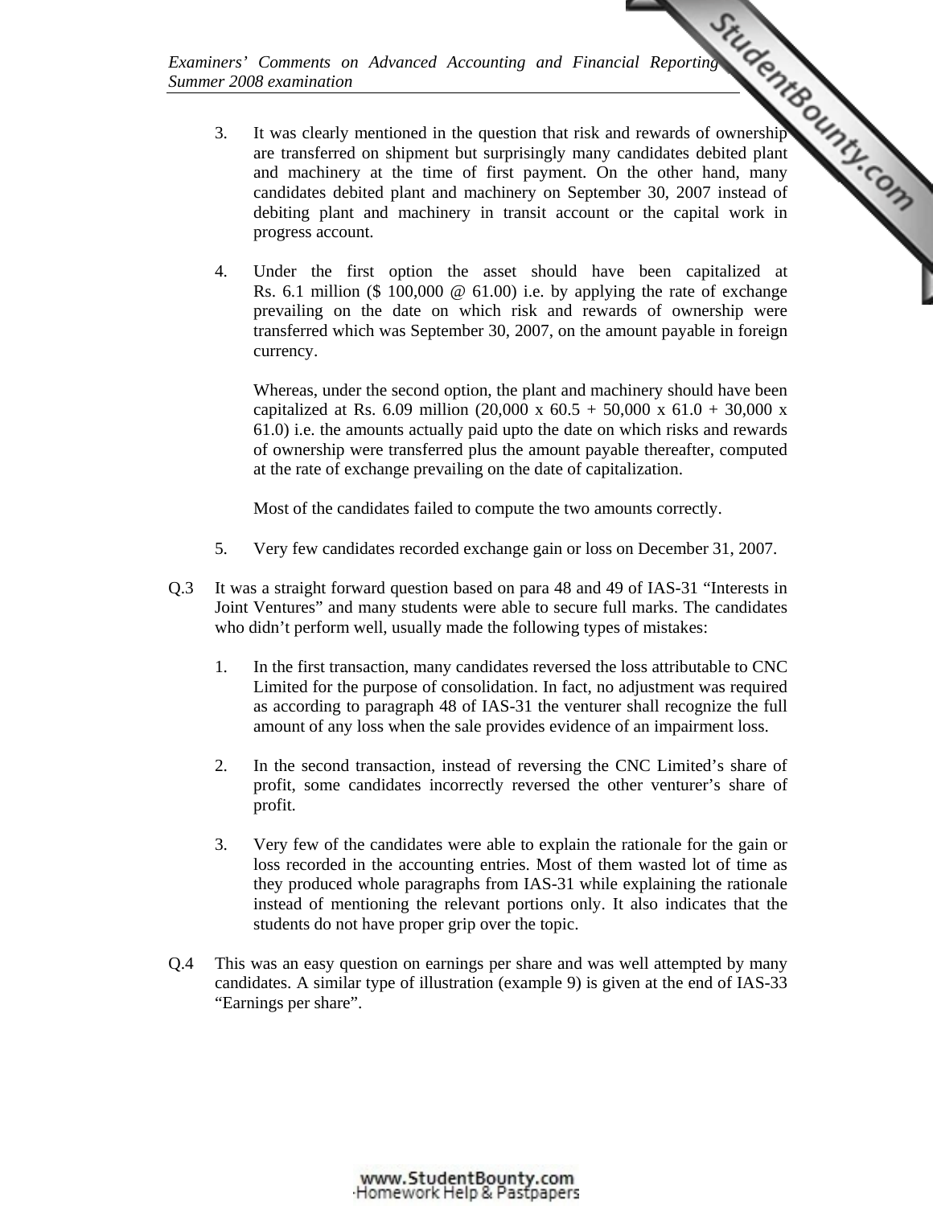3. It was clearly mentioned in the question that risk and rewards of ownership are transferred on shipment but surprisingly many candidates debited plant and machinery at the time of first payment. On the other hand, many candidates debited plant and machinery on September 30, 2007 instead of debiting plant and machinery in transit account or the capital work in progress account.

4. Under the first option the asset should have been capitalized at Rs. 6.1 million ($ 100,000 @ 61.00) i.e. by applying the rate of exchange prevailing on the date on which risk and rewards of ownership were transferred which was September 30, 2007, on the amount payable in foreign currency.

   Whereas, under the second option, the plant and machinery should have been capitalized at Rs. 6.09 million (20,000 x 60.5 + 50,000 x 61.0 + 30,000 x 61.0) i.e. the amounts actually paid upto the date on which risks and rewards of ownership were transferred plus the amount payable thereafter, computed at the rate of exchange prevailing on the date of capitalization.

   Most of the candidates failed to compute the two amounts correctly.

5. Very few candidates recorded exchange gain or loss on December 31, 2007.

Q.3 It was a straight forward question based on para 48 and 49 of IAS-31 "Interests in Joint Ventures" and many students were able to secure full marks. The candidates who didn't perform well, usually made the following types of mistakes:

1. In the first transaction, many candidates reversed the loss attributable to CNC Limited for the purpose of consolidation. In fact, no adjustment was required as according to paragraph 48 of IAS-31 the venturer shall recognize the full amount of any loss when the sale provides evidence of an impairment loss.

2. In the second transaction, instead of reversing the CNC Limited's share of profit, some candidates incorrectly reversed the other venturer's share of profit.

3. Very few of the candidates were able to explain the rationale for the gain or loss recorded in the accounting entries. Most of them wasted lot of time as they produced whole paragraphs from IAS-31 while explaining the rationale instead of mentioning the relevant portions only. It also indicates that the students do not have proper grip over the topic.

Q.4 This was an easy question on earnings per share and was well attempted by many candidates. A similar type of illustration (example 9) is given at the end of IAS-33 "Earnings per share".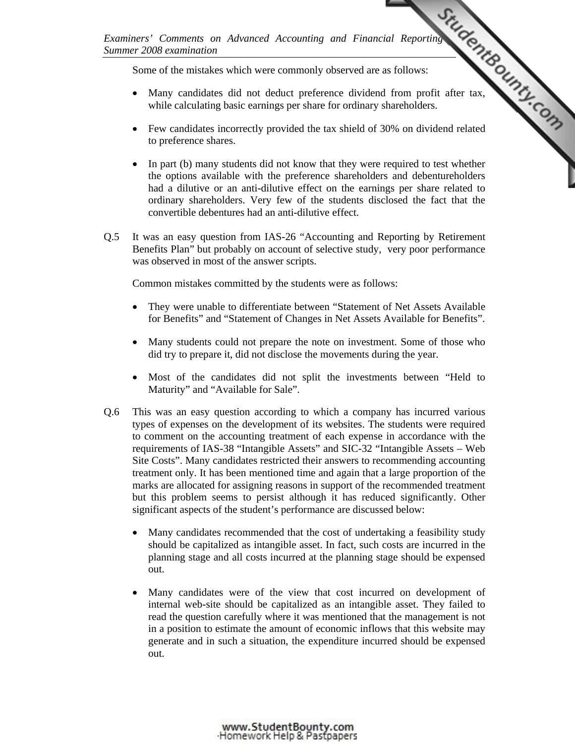Some of the mistakes which were commonly observed are as follows:

- Many candidates did not deduct preference dividend from profit after tax, while calculating basic earnings per share for ordinary shareholders.

- Few candidates incorrectly provided the tax shield of 30% on dividend related to preference shares.

- In part (b) many students did not know that they were required to test whether the options available with the preference shareholders and debentureholders had a dilutive or an anti-dilutive effect on the earnings per share related to ordinary shareholders. Very few of the students disclosed the fact that the convertible debentures had an anti-dilutive effect.

Q.5 It was an easy question from IAS-26 "Accounting and Reporting by Retirement Benefits Plan" but probably on account of selective study, very poor performance was observed in most of the answer scripts.

Common mistakes committed by the students were as follows:

- They were unable to differentiate between "Statement of Net Assets Available for Benefits" and "Statement of Changes in Net Assets Available for Benefits".

- Many students could not prepare the note on investment. Some of those who did try to prepare it, did not disclose the movements during the year.

- Most of the candidates did not split the investments between "Held to Maturity" and "Available for Sale".

Q.6 This was an easy question according to which a company has incurred various types of expenses on the development of its websites. The students were required to comment on the accounting treatment of each expense in accordance with the requirements of IAS-38 "Intangible Assets" and SIC-32 "Intangible Assets – Web Site Costs". Many candidates restricted their answers to recommending accounting treatment only. It has been mentioned time and again that a large proportion of the marks are allocated for assigning reasons in support of the recommended treatment but this problem seems to persist although it has reduced significantly. Other significant aspects of the student's performance are discussed below:

- Many candidates recommended that the cost of undertaking a feasibility study should be capitalized as intangible asset. In fact, such costs are incurred in the planning stage and all costs incurred at the planning stage should be expensed out.

- Many candidates were of the view that cost incurred on development of internal web-site should be capitalized as an intangible asset. They failed to read the question carefully where it was mentioned that the management is not in a position to estimate the amount of economic inflows that this website may generate and in such a situation, the expenditure incurred should be expensed out.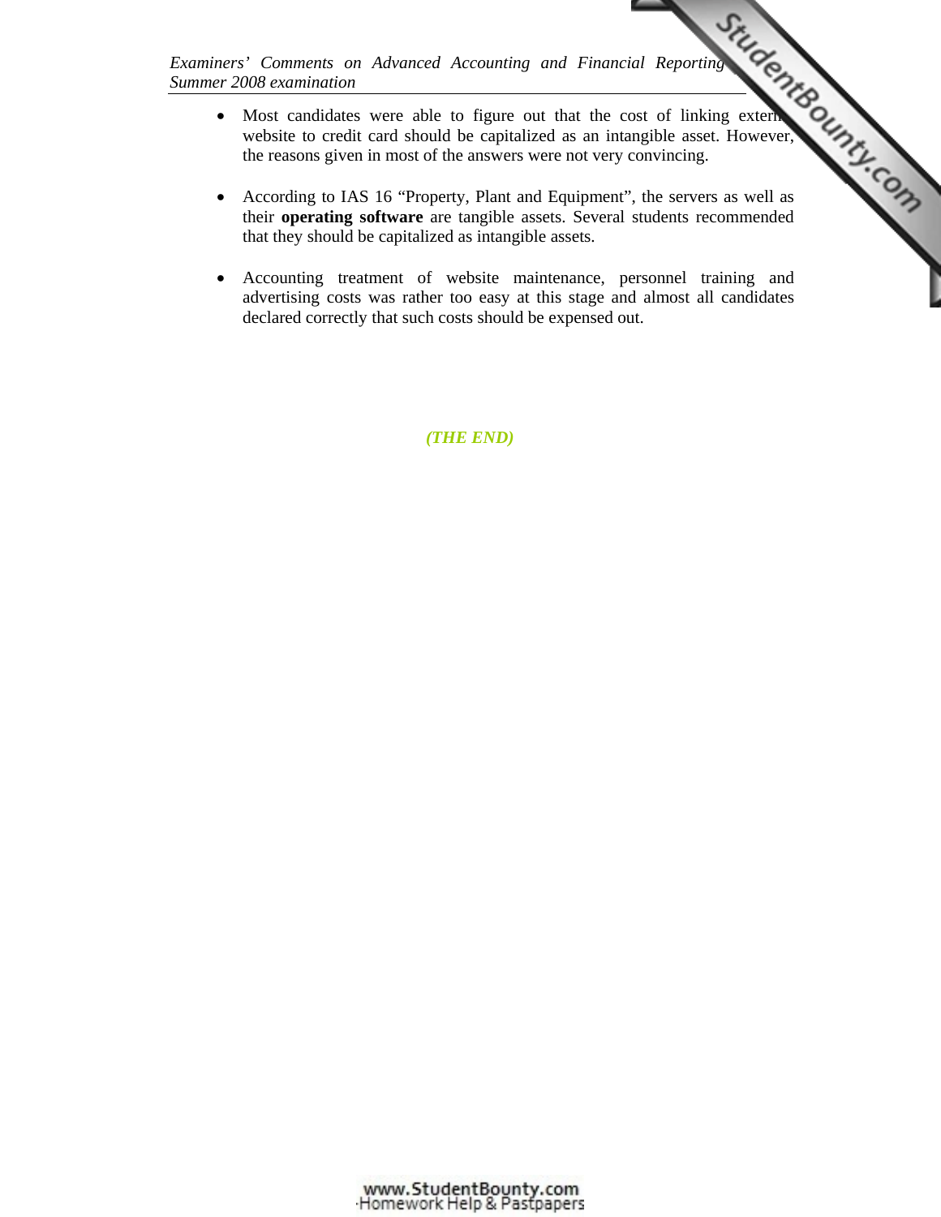- Most candidates were able to figure out that the cost of linking extern website to credit card should be capitalized as an intangible asset. However, the reasons given in most of the answers were not very convincing.

- According to IAS 16 "Property, Plant and Equipment", the servers as well as their **operating software** are tangible assets. Several students recommended that they should be capitalized as intangible assets.

- Accounting treatment of website maintenance, personnel training and advertising costs was rather too easy at this stage and almost all candidates declared correctly that such costs should be expensed out.

***(THE END)***